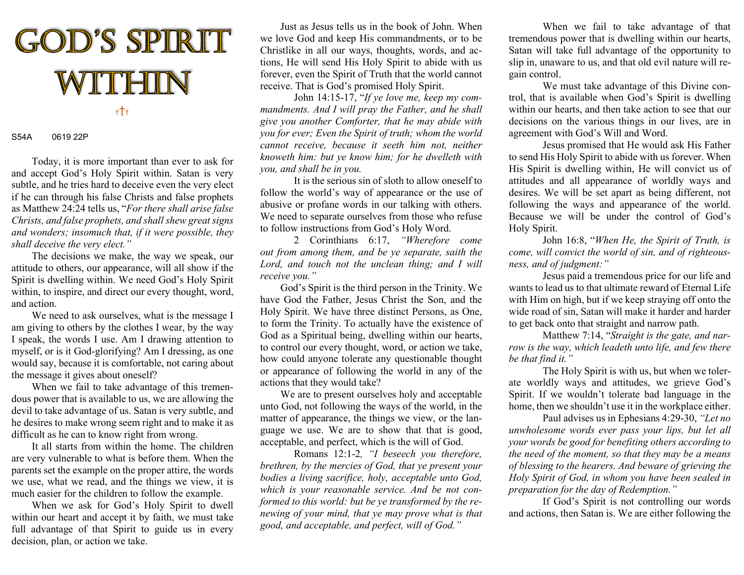# GOD'S SPIRIT WITHIN

†✝†

S54A 0619 22P

Today, it is more important than ever to ask for and accept God's Holy Spirit within. Satan is very subtle, and he tries hard to deceive even the very elect if he can through his false Christs and false prophets as Matthew 24:24 tells us, "*For there shall arise false Christs, and false prophets, and shall shew great signs and wonders; insomuch that, if it were possible, they shall deceive the very elect.*"

The decisions we make, the way we speak, our attitude to others, our appearance, will all show if the Spirit is dwelling within. We need God's Holy Spirit within, to inspire, and direct our every thought, word, and action.

We need to ask ourselves, what is the message I am giving to others by the clothes I wear, by the way I speak, the words I use. Am I drawing attention to myself, or is it God-glorifying? Am I dressing, as one would say, because it is comfortable, not caring about the message it gives about oneself?

When we fail to take advantage of this tremendous power that is available to us, we are allowing the devil to take advantage of us. Satan is very subtle, and he desires to make wrong seem right and to make it as difficult as he can to know right from wrong.

It all starts from within the home. The children are very vulnerable to what is before them. When the parents set the example on the proper attire, the words we use, what we read, and the things we view, it is much easier for the children to follow the example.

When we ask for God's Holy Spirit to dwell within our heart and accept it by faith, we must take full advantage of that Spirit to guide us in every decision, plan, or action we take.

Just as Jesus tells us in the book of John. When we love God and keep His commandments, or to be Christlike in all our ways, thoughts, words, and actions, He will send His Holy Spirit to abide with us forever, even the Spirit of Truth that the world cannot receive. That is God's promised Holy Spirit.

John 14:15-17, "*If ye love me, keep my commandments. And I will pray the Father, and he shall give you another Comforter, that he may abide with you for ever; Even the Spirit of truth; whom the world cannot receive, because it seeth him not, neither knoweth him: but ye know him; for he dwelleth with you, and shall be in you.*

It is the serious sin of sloth to allow oneself to follow the world's way of appearance or the use of abusive or profane words in our talking with others. We need to separate ourselves from those who refuse to follow instructions from God's Holy Word.

2 Corinthians 6:17, *"Wherefore come out from among them, and be ye separate, saith the Lord, and touch not the unclean thing; and I will receive you."*

God's Spirit is the third person in the Trinity. We have God the Father, Jesus Christ the Son, and the Holy Spirit. We have three distinct Persons, as One, to form the Trinity. To actually have the existence of God as a Spiritual being, dwelling within our hearts, to control our every thought, word, or action we take, how could anyone tolerate any questionable thought or appearance of following the world in any of the actions that they would take?

We are to present ourselves holy and acceptable unto God, not following the ways of the world, in the matter of appearance, the things we view, or the language we use. We are to show that that is good, acceptable, and perfect, which is the will of God.

Romans 12:1-2, *"I beseech you therefore, brethren, by the mercies of God, that ye present your bodies a living sacrifice, holy, acceptable unto God, which is your reasonable service. And be not conformed to this world: but be ye transformed by the renewing of your mind, that ye may prove what is that good, and acceptable, and perfect, will of God."*

When we fail to take advantage of that tremendous power that is dwelling within our hearts, Satan will take full advantage of the opportunity to slip in, unaware to us, and that old evil nature will regain control.

We must take advantage of this Divine control, that is available when God's Spirit is dwelling within our hearts, and then take action to see that our decisions on the various things in our lives, are in agreement with God's Will and Word.

Jesus promised that He would ask His Father to send His Holy Spirit to abide with us forever. When His Spirit is dwelling within, He will convict us of attitudes and all appearance of worldly ways and desires. We will be set apart as being different, not following the ways and appearance of the world. Because we will be under the control of God's Holy Spirit.

John 16:8, "*When He, the Spirit of Truth, is come, will convict the world of sin, and of righteousness, and of judgment:"*

Jesus paid a tremendous price for our life and wants to lead us to that ultimate reward of Eternal Life with Him on high, but if we keep straying off onto the wide road of sin, Satan will make it harder and harder to get back onto that straight and narrow path.

Matthew 7:14, "*Straight is the gate, and narrow is the way, which leadeth unto life, and few there be that find it."*

The Holy Spirit is with us, but when we tolerate worldly ways and attitudes, we grieve God's Spirit. If we wouldn't tolerate bad language in the home, then we shouldn't use it in the workplace either.

Paul advises us in Ephesians 4:29-30, *"Let no unwholesome words ever pass your lips, but let all your words be good for benefiting others according to the need of the moment, so that they may be a means of blessing to the hearers. And beware of grieving the Holy Spirit of God, in whom you have been sealed in preparation for the day of Redemption."*

If God's Spirit is not controlling our words and actions, then Satan is. We are either following the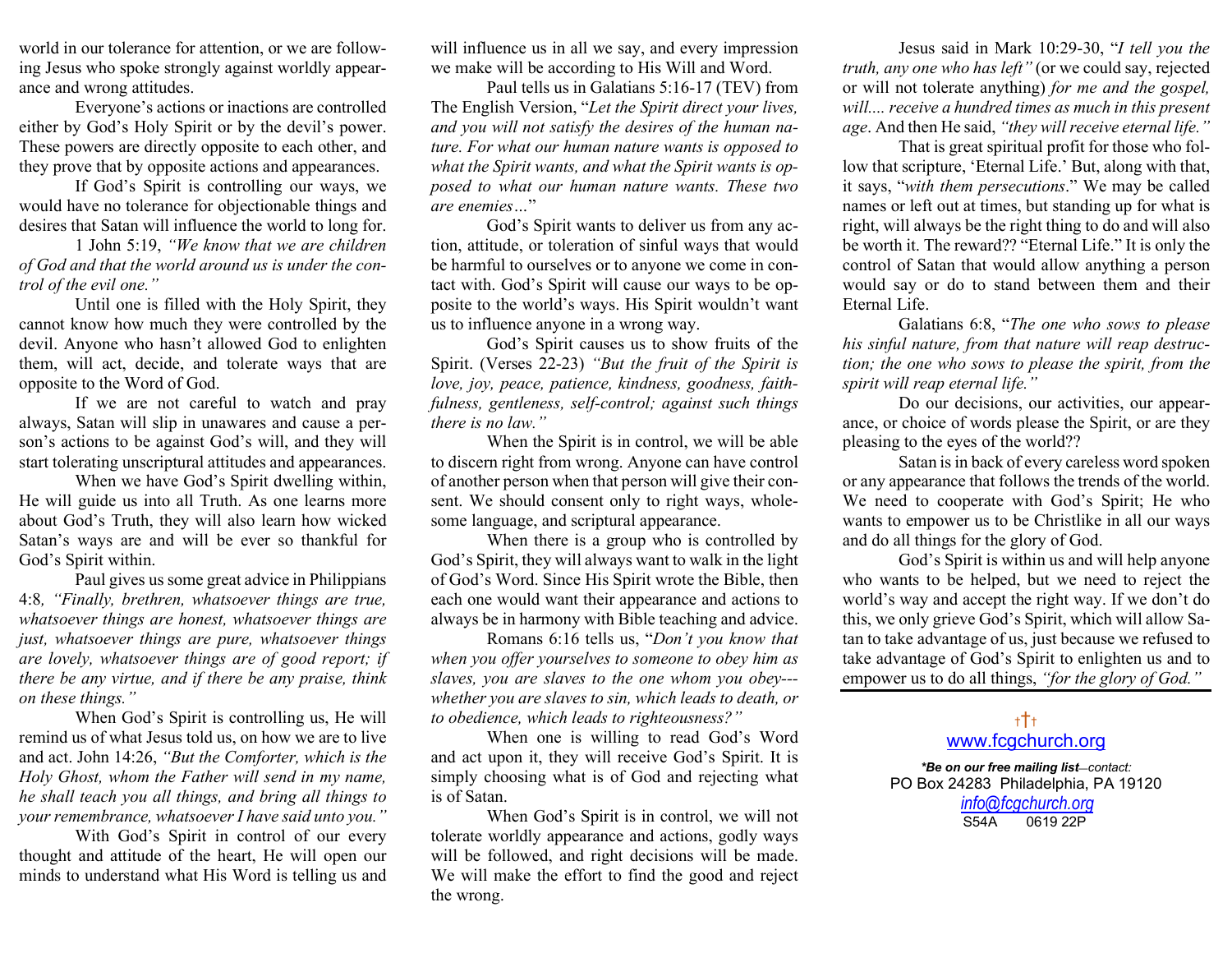world in our tolerance for attention, or we are following Jesus who spoke strongly against worldly appearance and wrong attitudes.

Everyone's actions or inactions are controlled either by God's Holy Spirit or by the devil's power. These powers are directly opposite to each other, and they prove that by opposite actions and appearances.

If God's Spirit is controlling our ways, we would have no tolerance for objectionable things and desires that Satan will influence the world to long for.

1 John 5:19, *"We know that we are children of God and that the world around us is under the control of the evil one."*

Until one is filled with the Holy Spirit, they cannot know how much they were controlled by the devil. Anyone who hasn't allowed God to enlighten them, will act, decide, and tolerate ways that are opposite to the Word of God.

If we are not careful to watch and pray always, Satan will slip in unawares and cause a person's actions to be against God's will, and they will start tolerating unscriptural attitudes and appearances.

When we have God's Spirit dwelling within, He will guide us into all Truth. As one learns more about God's Truth, they will also learn how wicked Satan's ways are and will be ever so thankful for God's Spirit within.

Paul gives us some great advice in Philippians 4:8, *"Finally, brethren, whatsoever things are true, whatsoever things are honest, whatsoever things are just, whatsoever things are pure, whatsoever things are lovely, whatsoever things are of good report; if there be any virtue, and if there be any praise, think on these things."*

When God's Spirit is controlling us, He will remind us of what Jesus told us, on how we are to live and act. John 14:26, *"But the Comforter, which is the Holy Ghost, whom the Father will send in my name, he shall teach you all things, and bring all things to your remembrance, whatsoever I have said unto you."*

With God's Spirit in control of our every thought and attitude of the heart, He will open our minds to understand what His Word is telling us and will influence us in all we say, and every impression we make will be according to His Will and Word.

Paul tells us in Galatians 5:16-17 (TEV) from The English Version, "*Let the Spirit direct your lives, and you will not satisfy the desires of the human nature. For what our human nature wants is opposed to what the Spirit wants, and what the Spirit wants is opposed to what our human nature wants. These two are enemies…*"

God's Spirit wants to deliver us from any action, attitude, or toleration of sinful ways that would be harmful to ourselves or to anyone we come in contact with. God's Spirit will cause our ways to be opposite to the world's ways. His Spirit wouldn't want us to influence anyone in a wrong way.

God's Spirit causes us to show fruits of the Spirit. (Verses 22-23) *"But the fruit of the Spirit is love, joy, peace, patience, kindness, goodness, faithfulness, gentleness, self-control; against such things there is no law."*

When the Spirit is in control, we will be able to discern right from wrong. Anyone can have control of another person when that person will give their consent. We should consent only to right ways, wholesome language, and scriptural appearance.

When there is a group who is controlled by God's Spirit, they will always want to walk in the light of God's Word. Since His Spirit wrote the Bible, then each one would want their appearance and actions to always be in harmony with Bible teaching and advice.

Romans 6:16 tells us, "*Don't you know that when you offer yourselves to someone to obey him as slaves, you are slaves to the one whom you obey---whether you are slaves to sin, which leads to death, or to obedience, which leads to righteousness?"*

When one is willing to read God's Word and act upon it, they will receive God's Spirit. It is simply choosing what is of God and rejecting what is of Satan.

When God's Spirit is in control, we will not tolerate worldly appearance and actions, godly ways will be followed, and right decisions will be made. We will make the effort to find the good and reject the wrong.

Jesus said in Mark 10:29-30, "*I tell you the truth, any one who has left"* (or we could say, rejected or will not tolerate anything) *for me and the gospel, will.... receive a hundred times as much in this present age*. And then He said, *"they will receive eternal life."*

That is great spiritual profit for those who follow that scripture, 'Eternal Life.' But, along with that, it says, "*with them persecutions*." We may be called names or left out at times, but standing up for what is right, will always be the right thing to do and will also be worth it. The reward?? "Eternal Life." It is only the control of Satan that would allow anything a person would say or do to stand between them and their Eternal Life.

Galatians 6:8, "*The one who sows to please his sinful nature, from that nature will reap destruction; the one who sows to please the spirit, from the spirit will reap eternal life."*

Do our decisions, our activities, our appearance, or choice of words please the Spirit, or are they pleasing to the eyes of the world??

Satan is in back of every careless word spoken or any appearance that follows the trends of the world. We need to cooperate with God's Spirit; He who wants to empower us to be Christlike in all our ways and do all things for the glory of God.

God's Spirit is within us and will help anyone who wants to be helped, but we need to reject the world's way and accept the right way. If we don't do this, we only grieve God's Spirit, which will allow Satan to take advantage of us, just because we refused to take advantage of God's Spirit to enlighten us and to empower us to do all things, *"for the glory of God."*

---

†††

www.fcgchurch.org

***Be on our free mailing list***—*contact:*

PO Box 24283 Philadelphia, PA 19120

*info@fcgchurch.org*

S54A 0619 22P